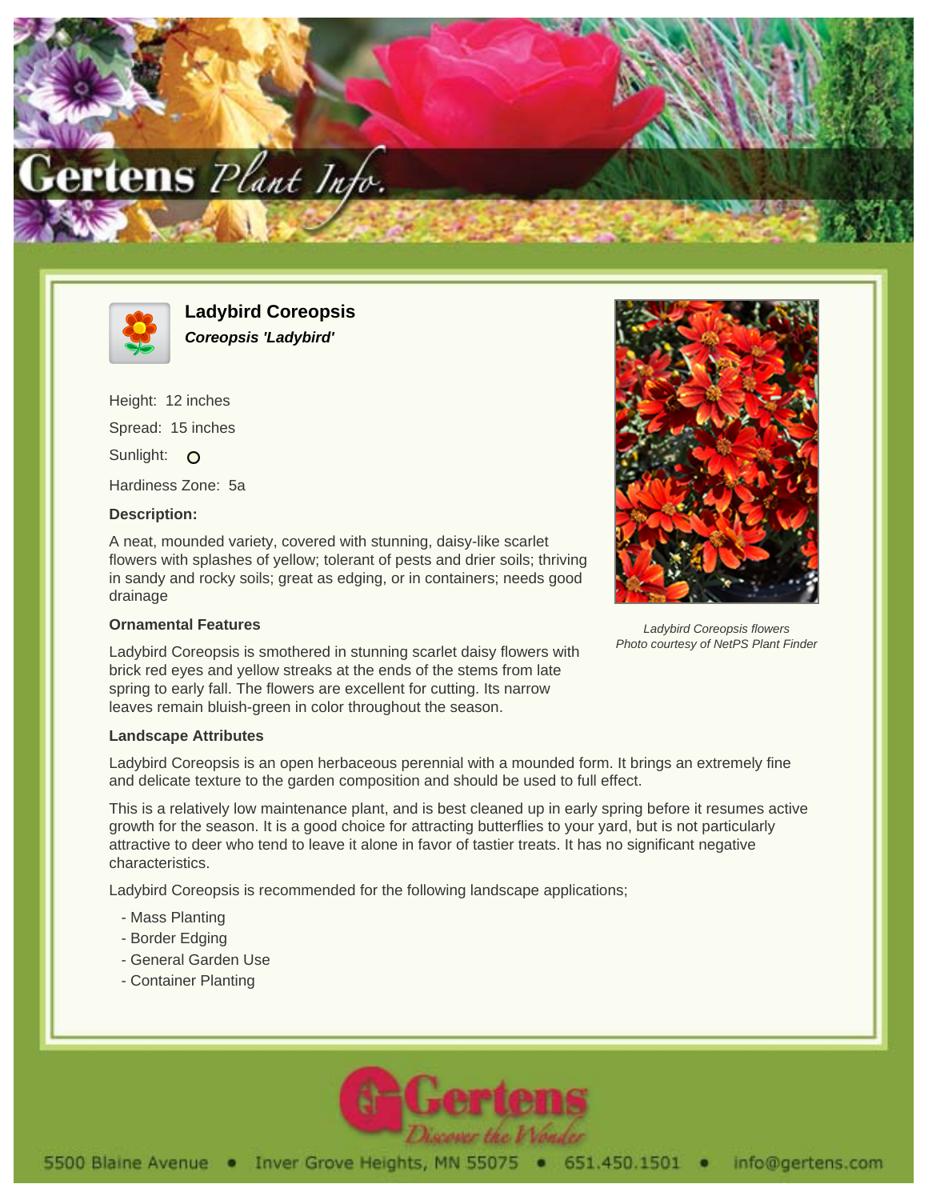# Ladybird Coreopsis

***Coreopsis 'Ladybird'***

Height: 12 inches

Spread: 15 inches

Sunlight: O

Hardiness Zone: 5a

**Description:**

A neat, mounded variety, covered with stunning, daisy-like scarlet flowers with splashes of yellow; tolerant of pests and drier soils; thriving in sandy and rocky soils; great as edging, or in containers; needs good drainage

*Ladybird Coreopsis flowers*
*Photo courtesy of NetPS Plant Finder*

### Ornamental Features

Ladybird Coreopsis is smothered in stunning scarlet daisy flowers with brick red eyes and yellow streaks at the ends of the stems from late spring to early fall. The flowers are excellent for cutting. Its narrow leaves remain bluish-green in color throughout the season.

### Landscape Attributes

Ladybird Coreopsis is an open herbaceous perennial with a mounded form. It brings an extremely fine and delicate texture to the garden composition and should be used to full effect.

This is a relatively low maintenance plant, and is best cleaned up in early spring before it resumes active growth for the season. It is a good choice for attracting butterflies to your yard, but is not particularly attractive to deer who tend to leave it alone in favor of tastier treats. It has no significant negative characteristics.

Ladybird Coreopsis is recommended for the following landscape applications;

- Mass Planting
- Border Edging
- General Garden Use
- Container Planting

5500 Blaine Avenue • Inver Grove Heights, MN 55075 • 651.450.1501 • info@gertens.com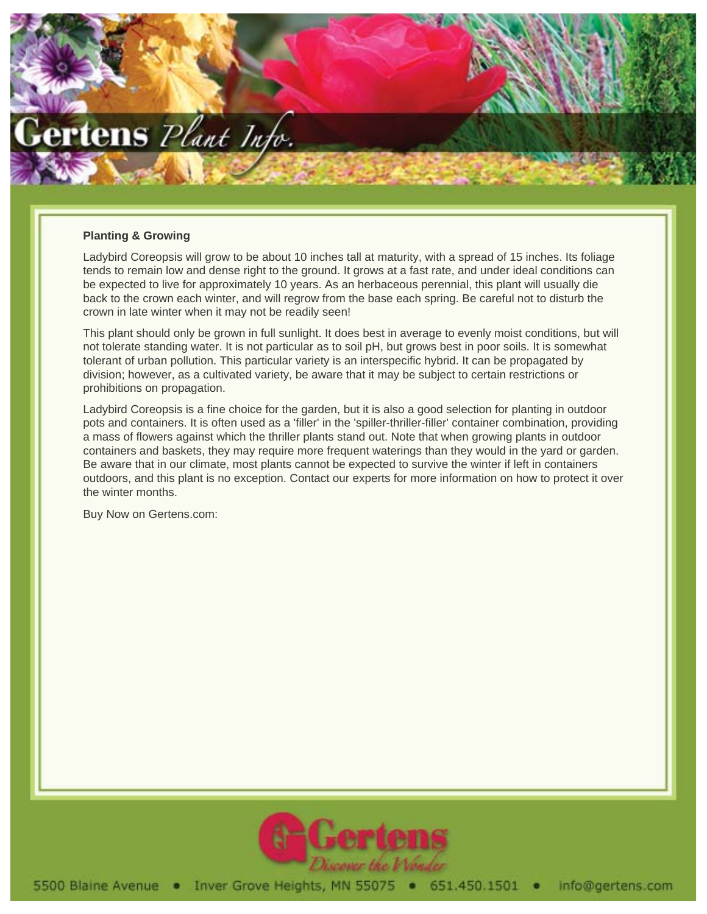**Planting & Growing**

Ladybird Coreopsis will grow to be about 10 inches tall at maturity, with a spread of 15 inches. Its foliage tends to remain low and dense right to the ground. It grows at a fast rate, and under ideal conditions can be expected to live for approximately 10 years. As an herbaceous perennial, this plant will usually die back to the crown each winter, and will regrow from the base each spring. Be careful not to disturb the crown in late winter when it may not be readily seen!

This plant should only be grown in full sunlight. It does best in average to evenly moist conditions, but will not tolerate standing water. It is not particular as to soil pH, but grows best in poor soils. It is somewhat tolerant of urban pollution. This particular variety is an interspecific hybrid. It can be propagated by division; however, as a cultivated variety, be aware that it may be subject to certain restrictions or prohibitions on propagation.

Ladybird Coreopsis is a fine choice for the garden, but it is also a good selection for planting in outdoor pots and containers. It is often used as a 'filler' in the 'spiller-thriller-filler' container combination, providing a mass of flowers against which the thriller plants stand out. Note that when growing plants in outdoor containers and baskets, they may require more frequent waterings than they would in the yard or garden. Be aware that in our climate, most plants cannot be expected to survive the winter if left in containers outdoors, and this plant is no exception. Contact our experts for more information on how to protect it over the winter months.

Buy Now on Gertens.com: